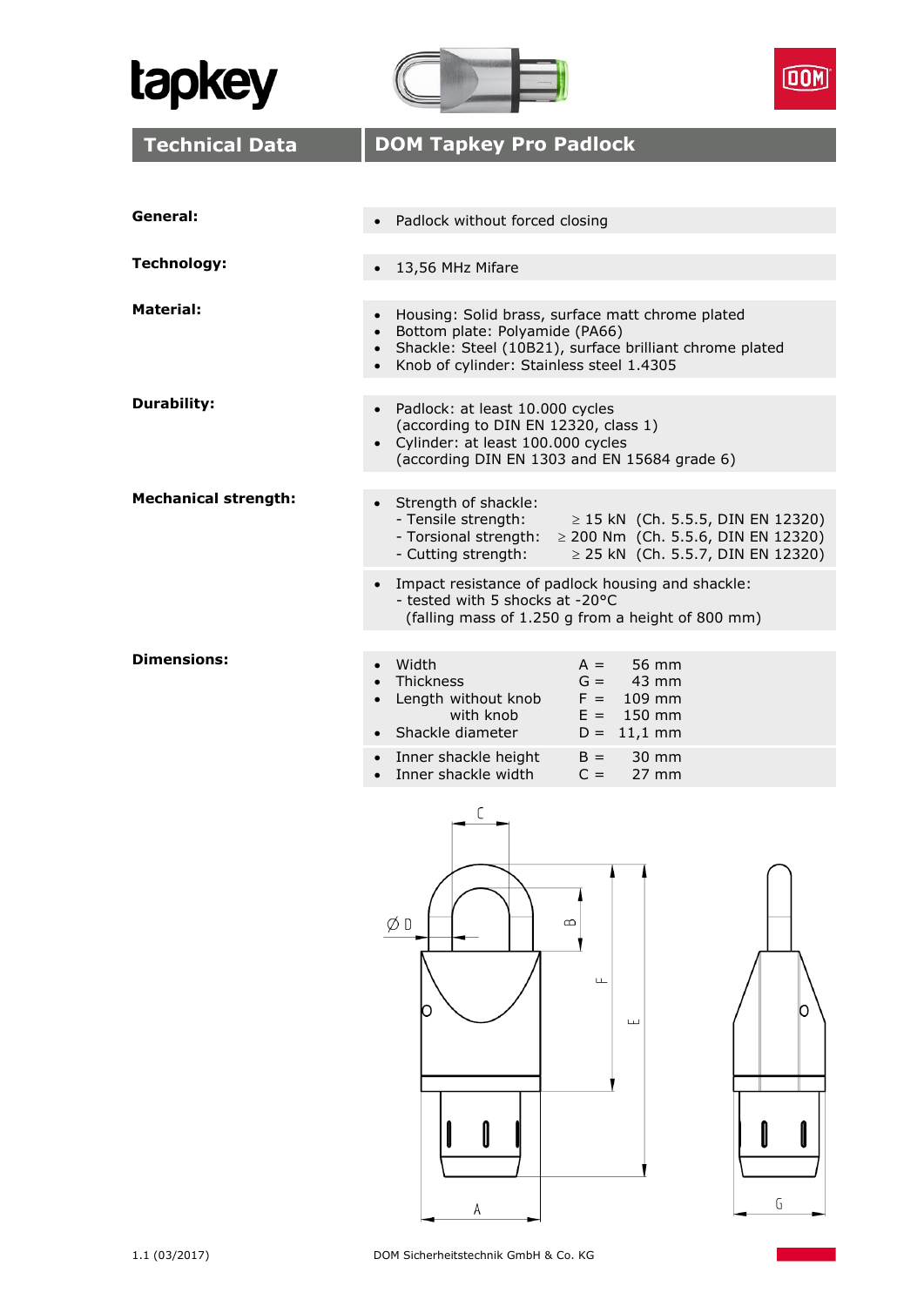tapkey

## Technical Data — DOM Tapkey Pro Padlock

**General:**

- Padlock without forced closing

**Technology:**

- 13,56 MHz Mifare

**Material:**

- Housing: Solid brass, surface matt chrome plated
- Bottom plate: Polyamide (PA66)
- Shackle: Steel (10B21), surface brilliant chrome plated
- Knob of cylinder: Stainless steel 1.4305

**Durability:**

- Padlock: at least 10.000 cycles (according to DIN EN 12320, class 1)
- Cylinder: at least 100.000 cycles (according DIN EN 1303 and EN 15684 grade 6)

**Mechanical strength:**

- Strength of shackle:
  - Tensile strength: ≥ 15 kN (Ch. 5.5.5, DIN EN 12320)
  - Torsional strength: ≥ 200 Nm (Ch. 5.5.6, DIN EN 12320)
  - Cutting strength: ≥ 25 kN (Ch. 5.5.7, DIN EN 12320)
- Impact resistance of padlock housing and shackle:
  - tested with 5 shocks at -20°C (falling mass of 1.250 g from a height of 800 mm)

**Dimensions:**

| Dimension | | Value |
|---|---|---|
| Width | A = | 56 mm |
| Thickness | G = | 43 mm |
| Length without knob | F = | 109 mm |
| with knob | E = | 150 mm |
| Shackle diameter | D = | 11,1 mm |
| Inner shackle height | B = | 30 mm |
| Inner shackle width | C = | 27 mm |

1.1 (03/2017) DOM Sicherheitstechnik GmbH & Co. KG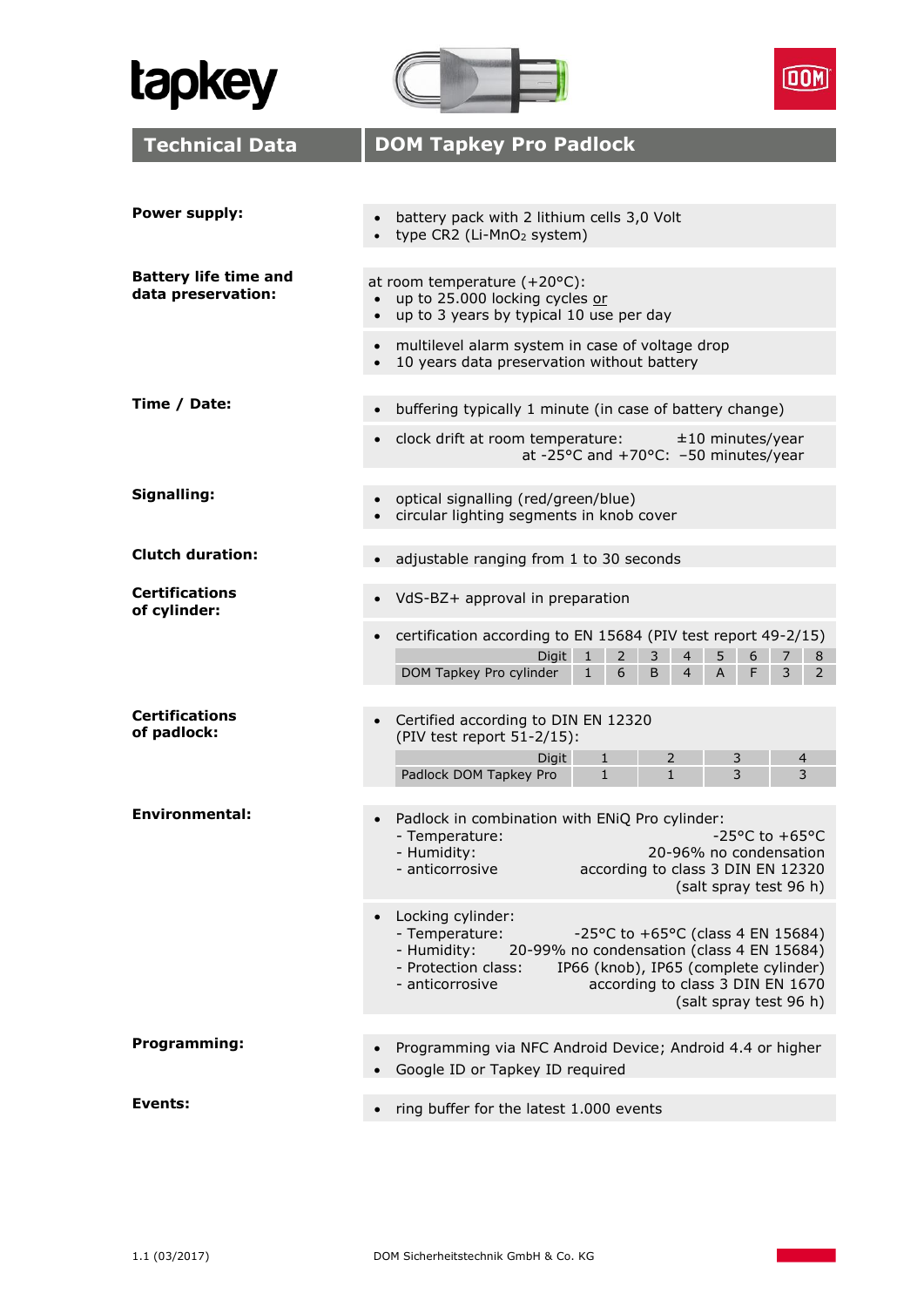tapkey

DOM

## Technical Data — DOM Tapkey Pro Padlock

**Power supply:**

- battery pack with 2 lithium cells 3,0 Volt
- type CR2 (Li-$MnO_2$ system)

**Battery life time and data preservation:**

at room temperature (+20°C):

- up to 25.000 locking cycles or
- up to 3 years by typical 10 use per day

- multilevel alarm system in case of voltage drop
- 10 years data preservation without battery

**Time / Date:**

- buffering typically 1 minute (in case of battery change)

- clock drift at room temperature: ±10 minutes/year
  at -25°C and +70°C: –50 minutes/year

**Signalling:**

- optical signalling (red/green/blue)
- circular lighting segments in knob cover

**Clutch duration:**

- adjustable ranging from 1 to 30 seconds

**Certifications of cylinder:**

- VdS-BZ+ approval in preparation

- certification according to EN 15684 (PIV test report 49-2/15)

| Digit | 1 | 2 | 3 | 4 | 5 | 6 | 7 | 8 |
|---|---|---|---|---|---|---|---|---|
| DOM Tapkey Pro cylinder | 1 | 6 | B | 4 | A | F | 3 | 2 |

**Certifications of padlock:**

- Certified according to DIN EN 12320
  (PIV test report 51-2/15):

| Digit | 1 | 2 | 3 | 4 |
|---|---|---|---|---|
| Padlock DOM Tapkey Pro | 1 | 1 | 3 | 3 |

**Environmental:**

- Padlock in combination with ENiQ Pro cylinder:
  - Temperature: -25°C to +65°C
  - Humidity: 20-96% no condensation
  - anticorrosive according to class 3 DIN EN 12320 (salt spray test 96 h)

- Locking cylinder:
  - Temperature: -25°C to +65°C (class 4 EN 15684)
  - Humidity: 20-99% no condensation (class 4 EN 15684)
  - Protection class: IP66 (knob), IP65 (complete cylinder)
  - anticorrosive according to class 3 DIN EN 1670 (salt spray test 96 h)

**Programming:**

- Programming via NFC Android Device; Android 4.4 or higher
- Google ID or Tapkey ID required

**Events:**

- ring buffer for the latest 1.000 events

1.1 (03/2017) DOM Sicherheitstechnik GmbH & Co. KG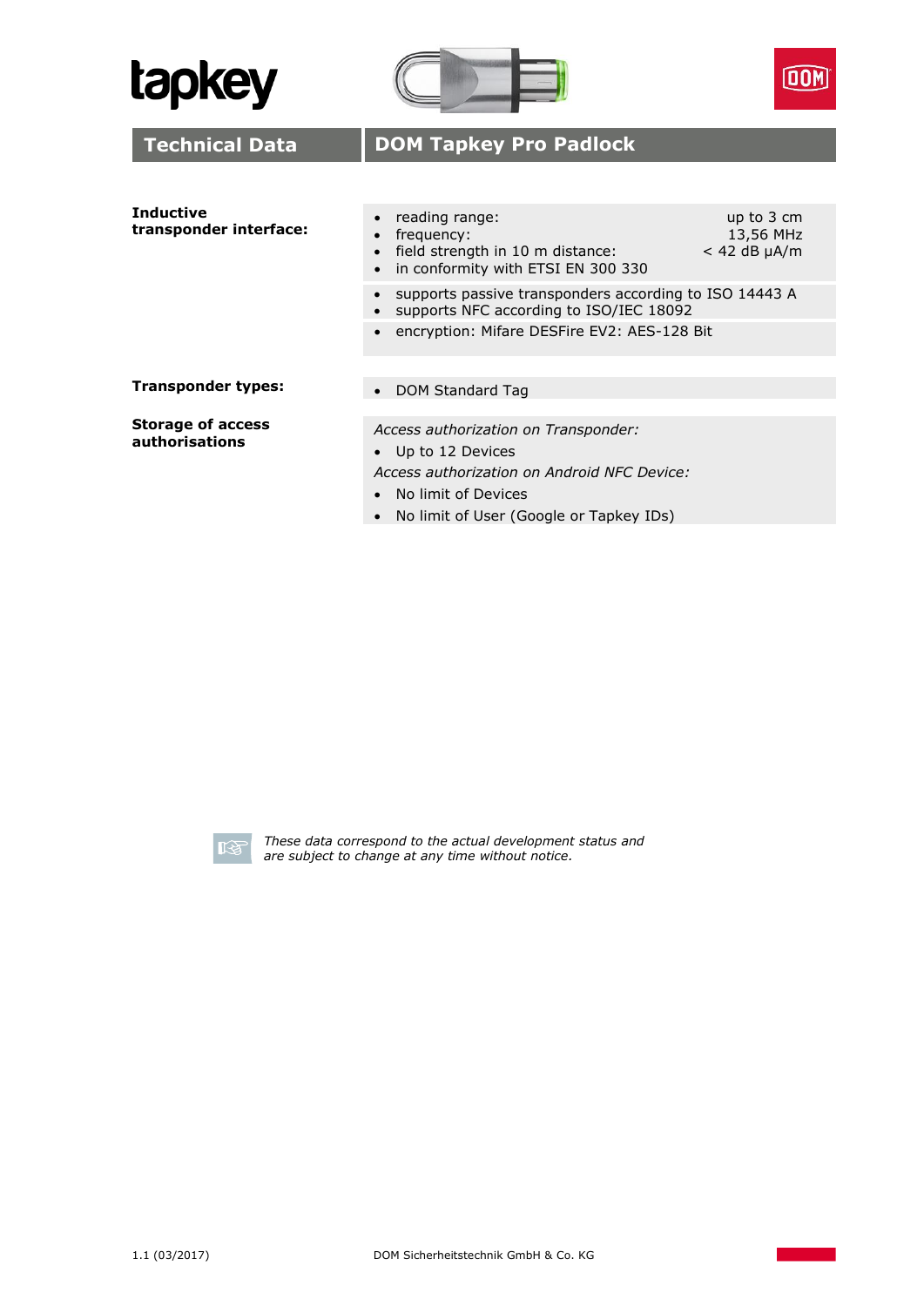tapkey

## Technical Data — DOM Tapkey Pro Padlock

| | |
|---|---|
| **Inductive transponder interface:** | • reading range: up to 3 cm<br>• frequency: 13,56 MHz<br>• field strength in 10 m distance: < 42 dB µA/m<br>• in conformity with ETSI EN 300 330<br>• supports passive transponders according to ISO 14443 A<br>• supports NFC according to ISO/IEC 18092<br>• encryption: Mifare DESFire EV2: AES-128 Bit |
| **Transponder types:** | • DOM Standard Tag |
| **Storage of access authorisations** | *Access authorization on Transponder:*<br>• Up to 12 Devices<br>*Access authorization on Android NFC Device:*<br>• No limit of Devices<br>• No limit of User (Google or Tapkey IDs) |

*These data correspond to the actual development status and are subject to change at any time without notice.*

1.1 (03/2017)

DOM Sicherheitstechnik GmbH & Co. KG